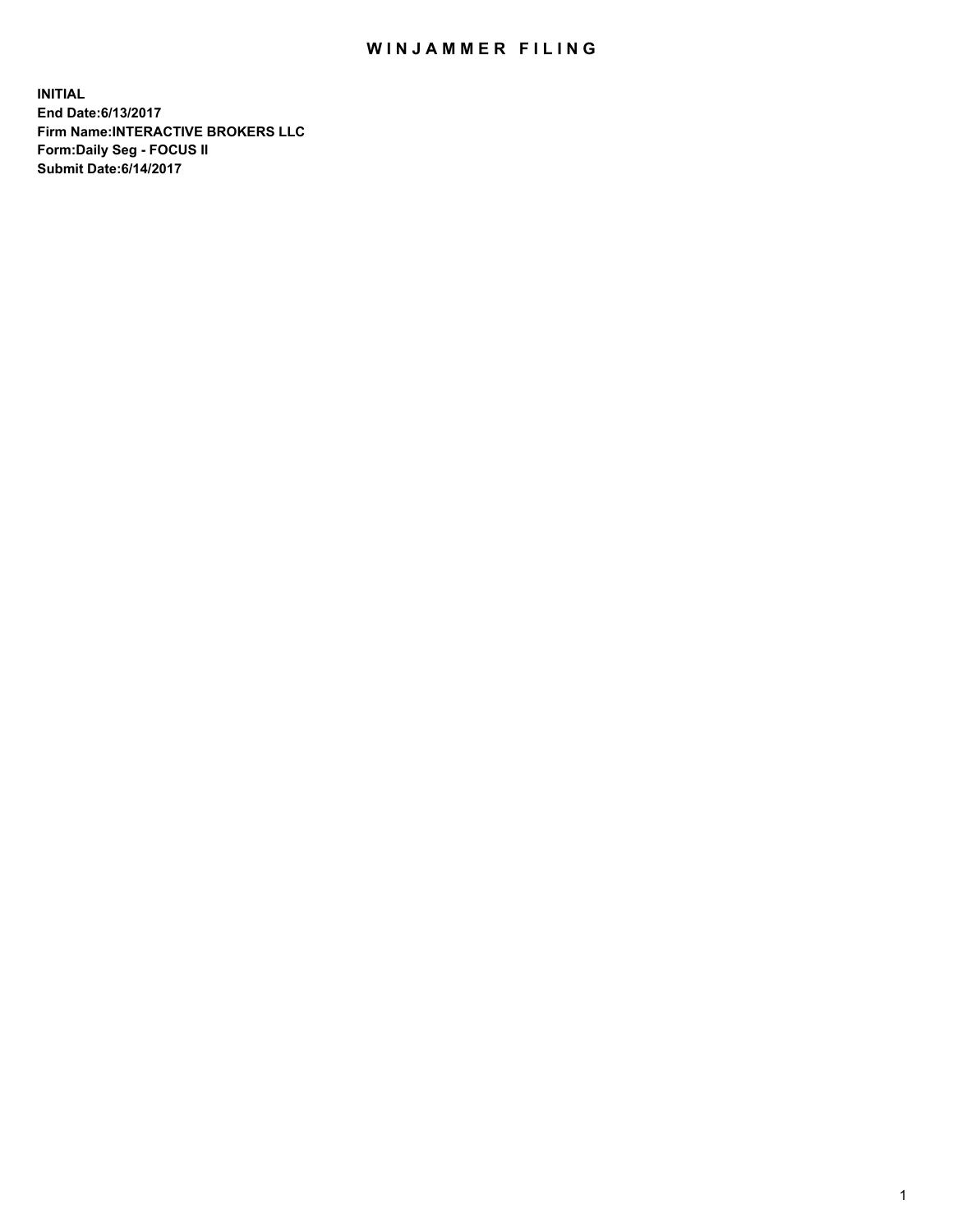# WINJAMMER FILING

**INITIAL**
**End Date:6/13/2017**
**Firm Name:INTERACTIVE BROKERS LLC**
**Form:Daily Seg - FOCUS II**
**Submit Date:6/14/2017**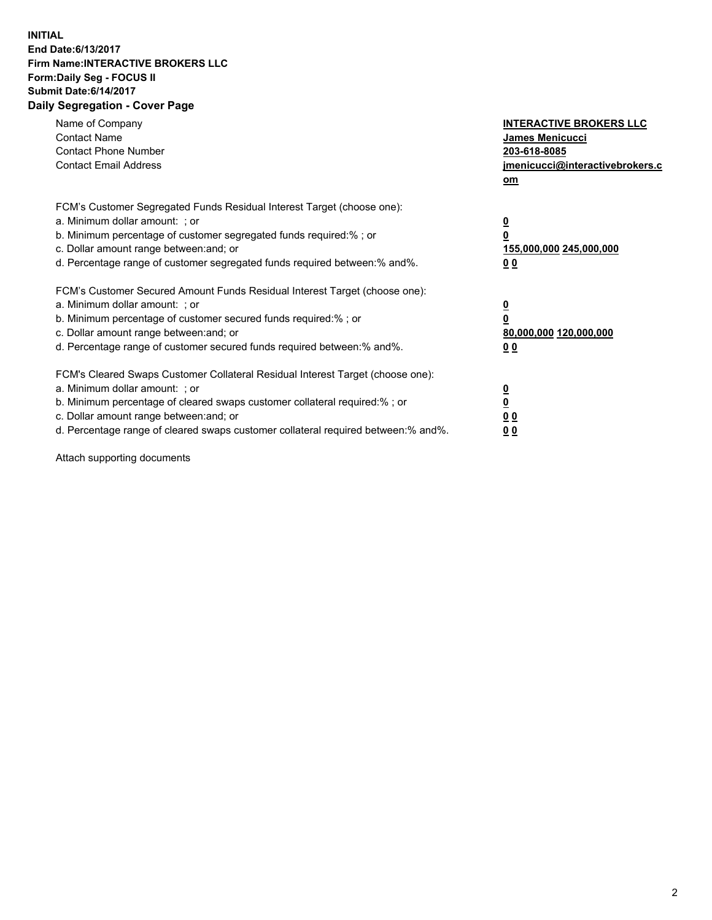**INITIAL**
**End Date:6/13/2017**
**Firm Name:INTERACTIVE BROKERS LLC**
**Form:Daily Seg - FOCUS II**
**Submit Date:6/14/2017**
**Daily Segregation - Cover Page**

| | |
|---|---|
| Name of Company | **INTERACTIVE BROKERS LLC** |
| Contact Name | **James Menicucci** |
| Contact Phone Number | **203-618-8085** |
| Contact Email Address | **jmenicucci@interactivebrokers.com** |

FCM's Customer Segregated Funds Residual Interest Target (choose one):

| | |
|---|---|
| a. Minimum dollar amount: ; or | **0** |
| b. Minimum percentage of customer segregated funds required:% ; or | **0** |
| c. Dollar amount range between:and; or | **155,000,000 245,000,000** |
| d. Percentage range of customer segregated funds required between:% and%. | **0 0** |

FCM's Customer Secured Amount Funds Residual Interest Target (choose one):

| | |
|---|---|
| a. Minimum dollar amount: ; or | **0** |
| b. Minimum percentage of customer secured funds required:% ; or | **0** |
| c. Dollar amount range between:and; or | **80,000,000 120,000,000** |
| d. Percentage range of customer secured funds required between:% and%. | **0 0** |

FCM's Cleared Swaps Customer Collateral Residual Interest Target (choose one):

| | |
|---|---|
| a. Minimum dollar amount: ; or | **0** |
| b. Minimum percentage of cleared swaps customer collateral required:% ; or | **0** |
| c. Dollar amount range between:and; or | **0 0** |
| d. Percentage range of cleared swaps customer collateral required between:% and%. | **0 0** |

Attach supporting documents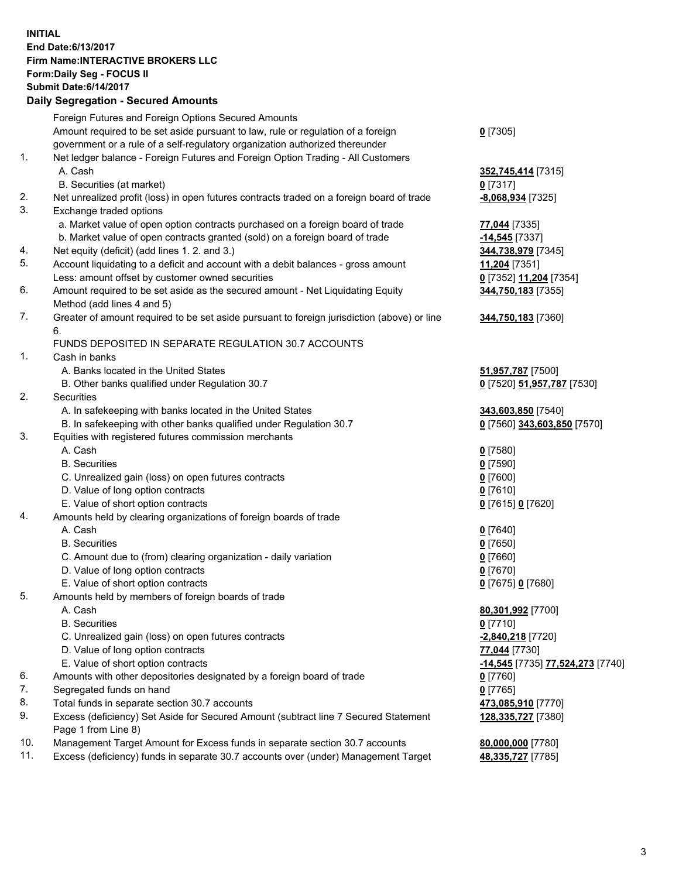**INITIAL**
**End Date:6/13/2017**
**Firm Name:INTERACTIVE BROKERS LLC**
**Form:Daily Seg - FOCUS II**
**Submit Date:6/14/2017**

## Daily Segregation - Secured Amounts

| | | |
|---|---|---|
| | Foreign Futures and Foreign Options Secured Amounts | |
| | Amount required to be set aside pursuant to law, rule or regulation of a foreign government or a rule of a self-regulatory organization authorized thereunder | **0** [7305] |
| 1. | Net ledger balance - Foreign Futures and Foreign Option Trading - All Customers | |
| | A. Cash | **352,745,414** [7315] |
| | B. Securities (at market) | **0** [7317] |
| 2. | Net unrealized profit (loss) in open futures contracts traded on a foreign board of trade | **-8,068,934** [7325] |
| 3. | Exchange traded options | |
| | a. Market value of open option contracts purchased on a foreign board of trade | **77,044** [7335] |
| | b. Market value of open contracts granted (sold) on a foreign board of trade | **-14,545** [7337] |
| 4. | Net equity (deficit) (add lines 1. 2. and 3.) | **344,738,979** [7345] |
| 5. | Account liquidating to a deficit and account with a debit balances - gross amount | **11,204** [7351] |
| | Less: amount offset by customer owned securities | **0** [7352] **11,204** [7354] |
| 6. | Amount required to be set aside as the secured amount - Net Liquidating Equity Method (add lines 4 and 5) | **344,750,183** [7355] |
| 7. | Greater of amount required to be set aside pursuant to foreign jurisdiction (above) or line 6. | **344,750,183** [7360] |
| | FUNDS DEPOSITED IN SEPARATE REGULATION 30.7 ACCOUNTS | |
| 1. | Cash in banks | |
| | A. Banks located in the United States | **51,957,787** [7500] |
| | B. Other banks qualified under Regulation 30.7 | **0** [7520] **51,957,787** [7530] |
| 2. | Securities | |
| | A. In safekeeping with banks located in the United States | **343,603,850** [7540] |
| | B. In safekeeping with other banks qualified under Regulation 30.7 | **0** [7560] **343,603,850** [7570] |
| 3. | Equities with registered futures commission merchants | |
| | A. Cash | **0** [7580] |
| | B. Securities | **0** [7590] |
| | C. Unrealized gain (loss) on open futures contracts | **0** [7600] |
| | D. Value of long option contracts | **0** [7610] |
| | E. Value of short option contracts | **0** [7615] **0** [7620] |
| 4. | Amounts held by clearing organizations of foreign boards of trade | |
| | A. Cash | **0** [7640] |
| | B. Securities | **0** [7650] |
| | C. Amount due to (from) clearing organization - daily variation | **0** [7660] |
| | D. Value of long option contracts | **0** [7670] |
| | E. Value of short option contracts | **0** [7675] **0** [7680] |
| 5. | Amounts held by members of foreign boards of trade | |
| | A. Cash | **80,301,992** [7700] |
| | B. Securities | **0** [7710] |
| | C. Unrealized gain (loss) on open futures contracts | **-2,840,218** [7720] |
| | D. Value of long option contracts | **77,044** [7730] |
| | E. Value of short option contracts | **-14,545** [7735] **77,524,273** [7740] |
| 6. | Amounts with other depositories designated by a foreign board of trade | **0** [7760] |
| 7. | Segregated funds on hand | **0** [7765] |
| 8. | Total funds in separate section 30.7 accounts | **473,085,910** [7770] |
| 9. | Excess (deficiency) Set Aside for Secured Amount (subtract line 7 Secured Statement Page 1 from Line 8) | **128,335,727** [7380] |
| 10. | Management Target Amount for Excess funds in separate section 30.7 accounts | **80,000,000** [7780] |
| 11. | Excess (deficiency) funds in separate 30.7 accounts over (under) Management Target | **48,335,727** [7785] |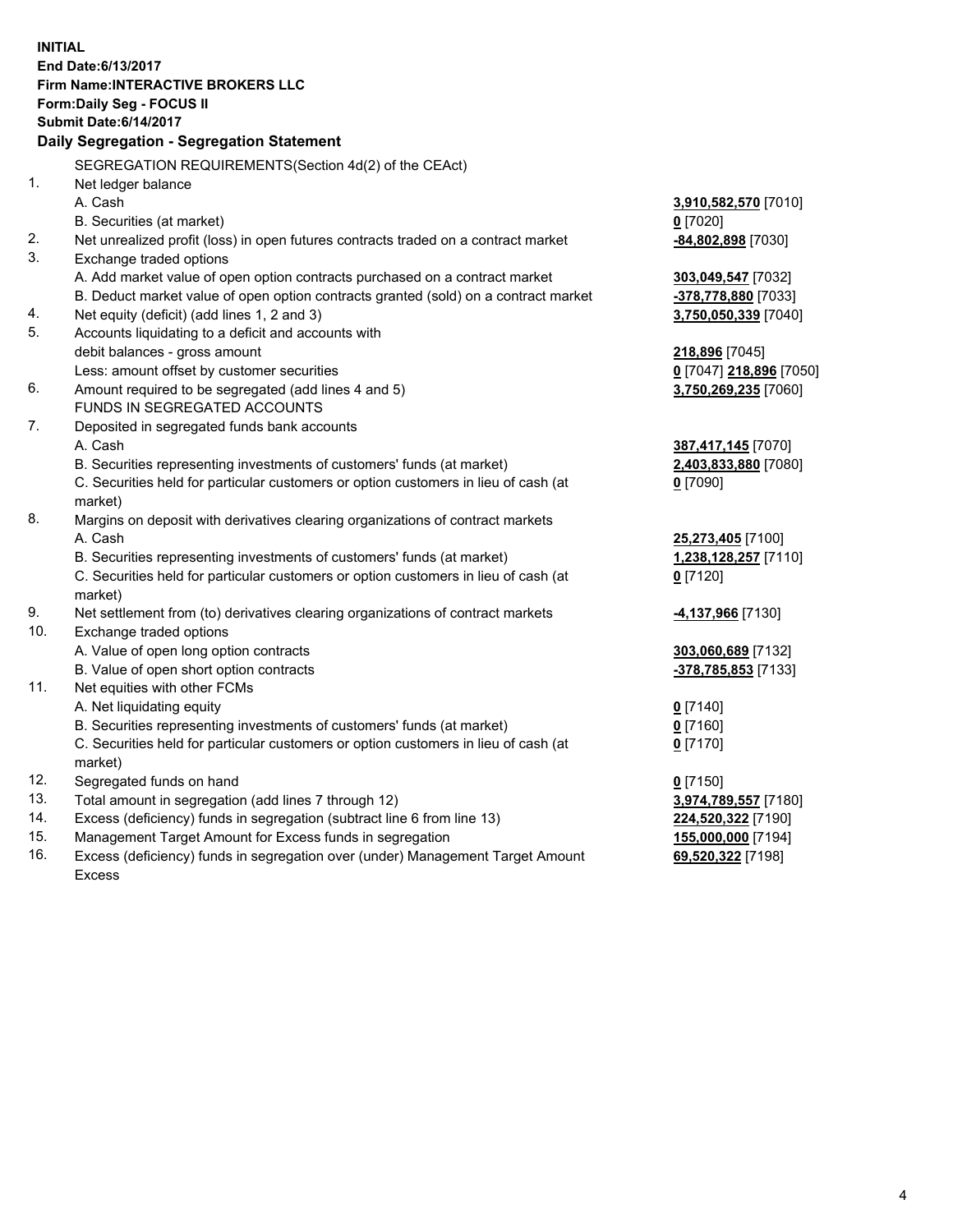**INITIAL**
**End Date:6/13/2017**
**Firm Name:INTERACTIVE BROKERS LLC**
**Form:Daily Seg - FOCUS II**
**Submit Date:6/14/2017**

**Daily Segregation - Segregation Statement**

SEGREGATION REQUIREMENTS(Section 4d(2) of the CEAct)

| | | |
|---|---|---|
| 1. | Net ledger balance | |
| | A. Cash | **3,910,582,570** [7010] |
| | B. Securities (at market) | **0** [7020] |
| 2. | Net unrealized profit (loss) in open futures contracts traded on a contract market | **-84,802,898** [7030] |
| 3. | Exchange traded options | |
| | A. Add market value of open option contracts purchased on a contract market | **303,049,547** [7032] |
| | B. Deduct market value of open option contracts granted (sold) on a contract market | **-378,778,880** [7033] |
| 4. | Net equity (deficit) (add lines 1, 2 and 3) | **3,750,050,339** [7040] |
| 5. | Accounts liquidating to a deficit and accounts with | |
| | debit balances - gross amount | **218,896** [7045] |
| | Less: amount offset by customer securities | **0** [7047] **218,896** [7050] |
| 6. | Amount required to be segregated (add lines 4 and 5) | **3,750,269,235** [7060] |
| | FUNDS IN SEGREGATED ACCOUNTS | |
| 7. | Deposited in segregated funds bank accounts | |
| | A. Cash | **387,417,145** [7070] |
| | B. Securities representing investments of customers' funds (at market) | **2,403,833,880** [7080] |
| | C. Securities held for particular customers or option customers in lieu of cash (at market) | **0** [7090] |
| 8. | Margins on deposit with derivatives clearing organizations of contract markets | |
| | A. Cash | **25,273,405** [7100] |
| | B. Securities representing investments of customers' funds (at market) | **1,238,128,257** [7110] |
| | C. Securities held for particular customers or option customers in lieu of cash (at market) | **0** [7120] |
| 9. | Net settlement from (to) derivatives clearing organizations of contract markets | **-4,137,966** [7130] |
| 10. | Exchange traded options | |
| | A. Value of open long option contracts | **303,060,689** [7132] |
| | B. Value of open short option contracts | **-378,785,853** [7133] |
| 11. | Net equities with other FCMs | |
| | A. Net liquidating equity | **0** [7140] |
| | B. Securities representing investments of customers' funds (at market) | **0** [7160] |
| | C. Securities held for particular customers or option customers in lieu of cash (at market) | **0** [7170] |
| 12. | Segregated funds on hand | **0** [7150] |
| 13. | Total amount in segregation (add lines 7 through 12) | **3,974,789,557** [7180] |
| 14. | Excess (deficiency) funds in segregation (subtract line 6 from line 13) | **224,520,322** [7190] |
| 15. | Management Target Amount for Excess funds in segregation | **155,000,000** [7194] |
| 16. | Excess (deficiency) funds in segregation over (under) Management Target Amount Excess | **69,520,322** [7198] |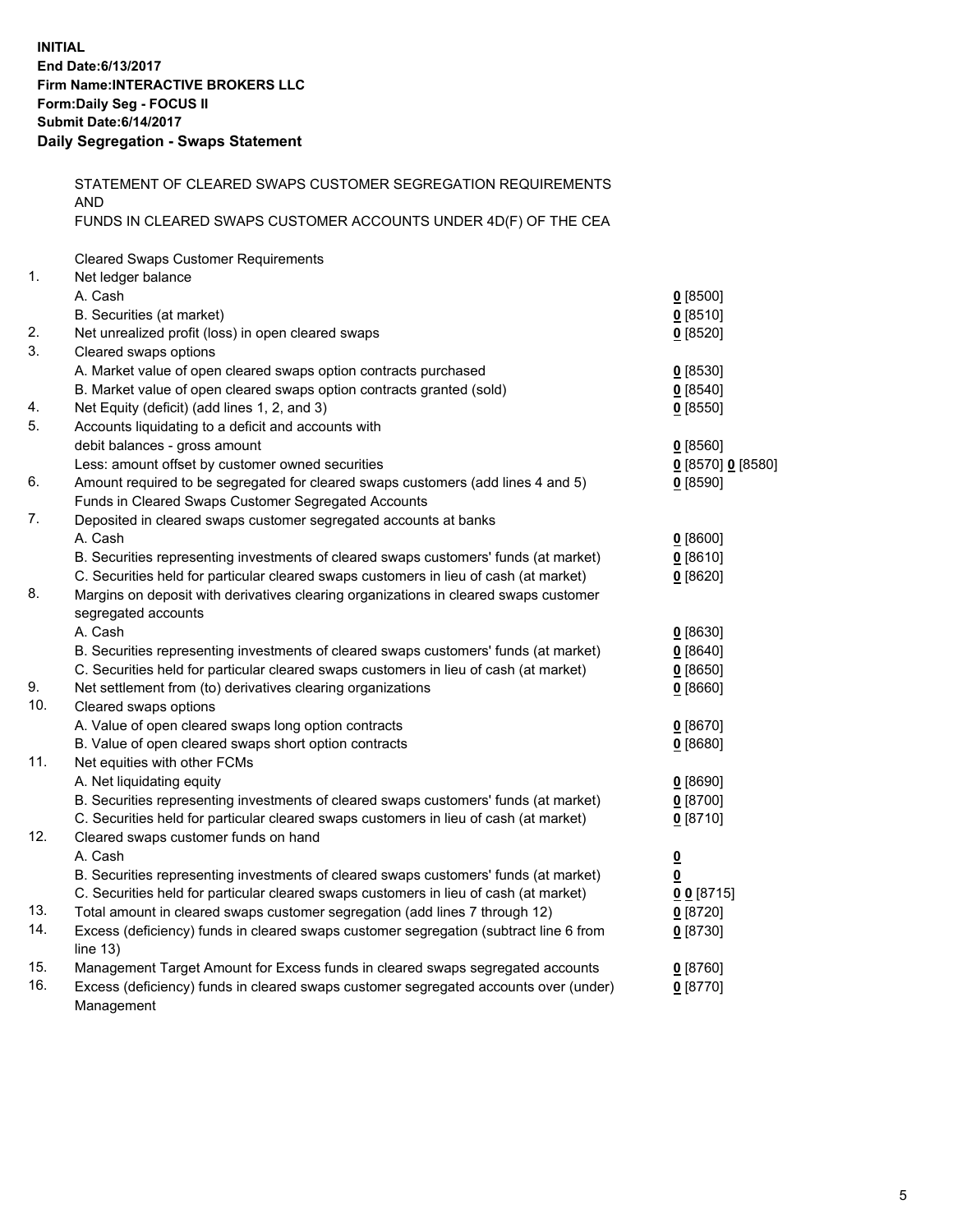**INITIAL**
**End Date:6/13/2017**
**Firm Name:INTERACTIVE BROKERS LLC**
**Form:Daily Seg - FOCUS II**
**Submit Date:6/14/2017**
**Daily Segregation - Swaps Statement**

STATEMENT OF CLEARED SWAPS CUSTOMER SEGREGATION REQUIREMENTS AND FUNDS IN CLEARED SWAPS CUSTOMER ACCOUNTS UNDER 4D(F) OF THE CEA

| | | |
|---|---|---|
| | Cleared Swaps Customer Requirements | |
| 1. | Net ledger balance | |
| | A. Cash | 0 [8500] |
| | B. Securities (at market) | 0 [8510] |
| 2. | Net unrealized profit (loss) in open cleared swaps | 0 [8520] |
| 3. | Cleared swaps options | |
| | A. Market value of open cleared swaps option contracts purchased | 0 [8530] |
| | B. Market value of open cleared swaps option contracts granted (sold) | 0 [8540] |
| 4. | Net Equity (deficit) (add lines 1, 2, and 3) | 0 [8550] |
| 5. | Accounts liquidating to a deficit and accounts with debit balances - gross amount | 0 [8560] |
| | Less: amount offset by customer owned securities | 0 [8570] 0 [8580] |
| 6. | Amount required to be segregated for cleared swaps customers (add lines 4 and 5) | 0 [8590] |
| | Funds in Cleared Swaps Customer Segregated Accounts | |
| 7. | Deposited in cleared swaps customer segregated accounts at banks | |
| | A. Cash | 0 [8600] |
| | B. Securities representing investments of cleared swaps customers' funds (at market) | 0 [8610] |
| | C. Securities held for particular cleared swaps customers in lieu of cash (at market) | 0 [8620] |
| 8. | Margins on deposit with derivatives clearing organizations in cleared swaps customer segregated accounts | |
| | A. Cash | 0 [8630] |
| | B. Securities representing investments of cleared swaps customers' funds (at market) | 0 [8640] |
| | C. Securities held for particular cleared swaps customers in lieu of cash (at market) | 0 [8650] |
| 9. | Net settlement from (to) derivatives clearing organizations | 0 [8660] |
| 10. | Cleared swaps options | |
| | A. Value of open cleared swaps long option contracts | 0 [8670] |
| | B. Value of open cleared swaps short option contracts | 0 [8680] |
| 11. | Net equities with other FCMs | |
| | A. Net liquidating equity | 0 [8690] |
| | B. Securities representing investments of cleared swaps customers' funds (at market) | 0 [8700] |
| | C. Securities held for particular cleared swaps customers in lieu of cash (at market) | 0 [8710] |
| 12. | Cleared swaps customer funds on hand | |
| | A. Cash | 0 |
| | B. Securities representing investments of cleared swaps customers' funds (at market) | 0 |
| | C. Securities held for particular cleared swaps customers in lieu of cash (at market) | 0 0 [8715] |
| 13. | Total amount in cleared swaps customer segregation (add lines 7 through 12) | 0 [8720] |
| 14. | Excess (deficiency) funds in cleared swaps customer segregation (subtract line 6 from line 13) | 0 [8730] |
| 15. | Management Target Amount for Excess funds in cleared swaps segregated accounts | 0 [8760] |
| 16. | Excess (deficiency) funds in cleared swaps customer segregated accounts over (under) Management | 0 [8770] |